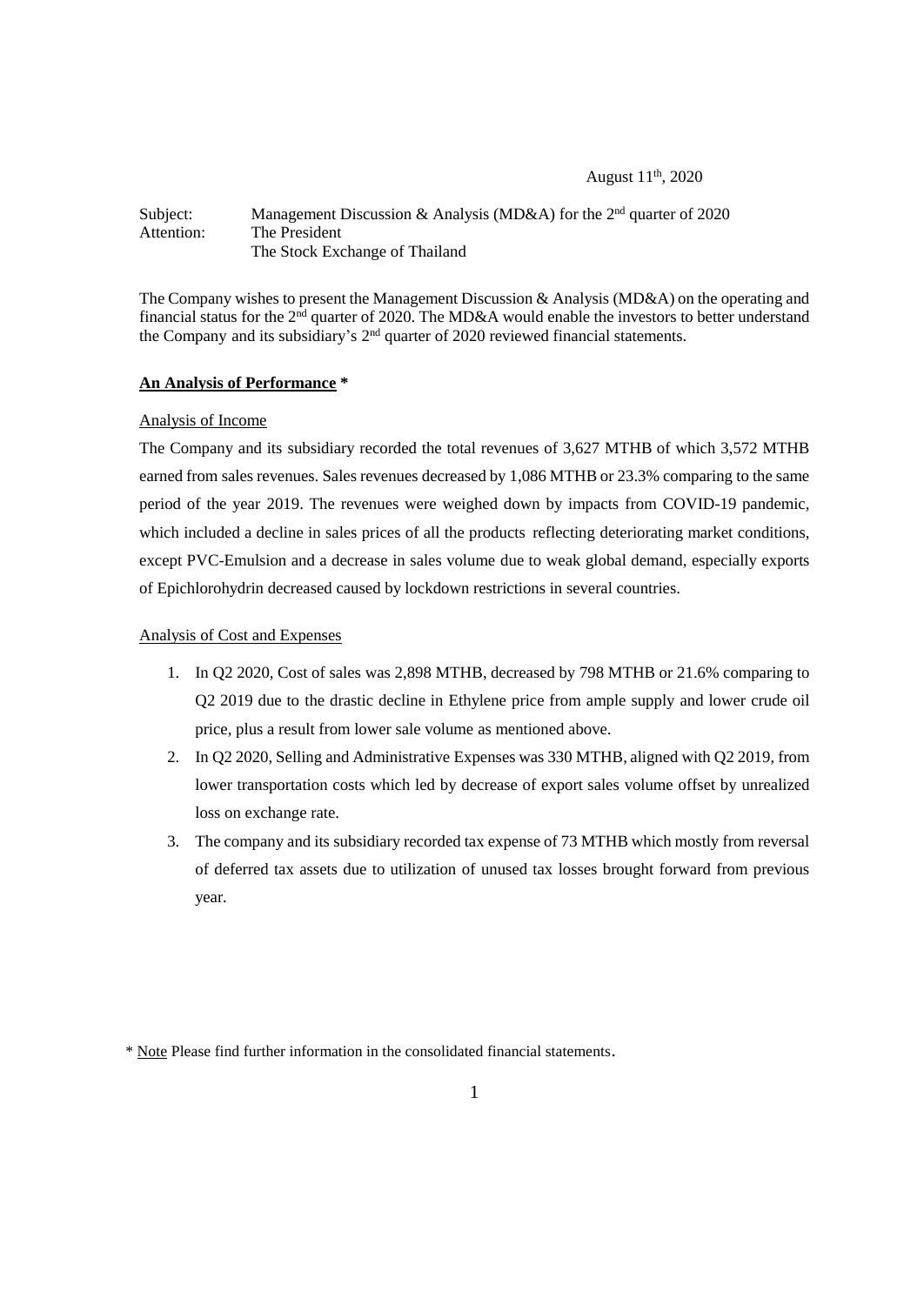August 11th, 2020

Subject: Management Discussion & Analysis (MD&A) for the 2nd quarter of 2020
Attention: The President
The Stock Exchange of Thailand

The Company wishes to present the Management Discussion & Analysis (MD&A) on the operating and financial status for the 2nd quarter of 2020. The MD&A would enable the investors to better understand the Company and its subsidiary's 2nd quarter of 2020 reviewed financial statements.

**An Analysis of Performance** *

Analysis of Income

The Company and its subsidiary recorded the total revenues of 3,627 MTHB of which 3,572 MTHB earned from sales revenues. Sales revenues decreased by 1,086 MTHB or 23.3% comparing to the same period of the year 2019. The revenues were weighed down by impacts from COVID-19 pandemic, which included a decline in sales prices of all the products reflecting deteriorating market conditions, except PVC-Emulsion and a decrease in sales volume due to weak global demand, especially exports of Epichlorohydrin decreased caused by lockdown restrictions in several countries.

Analysis of Cost and Expenses

1. In Q2 2020, Cost of sales was 2,898 MTHB, decreased by 798 MTHB or 21.6% comparing to Q2 2019 due to the drastic decline in Ethylene price from ample supply and lower crude oil price, plus a result from lower sale volume as mentioned above.
2. In Q2 2020, Selling and Administrative Expenses was 330 MTHB, aligned with Q2 2019, from lower transportation costs which led by decrease of export sales volume offset by unrealized loss on exchange rate.
3. The company and its subsidiary recorded tax expense of 73 MTHB which mostly from reversal of deferred tax assets due to utilization of unused tax losses brought forward from previous year.

* Note Please find further information in the consolidated financial statements.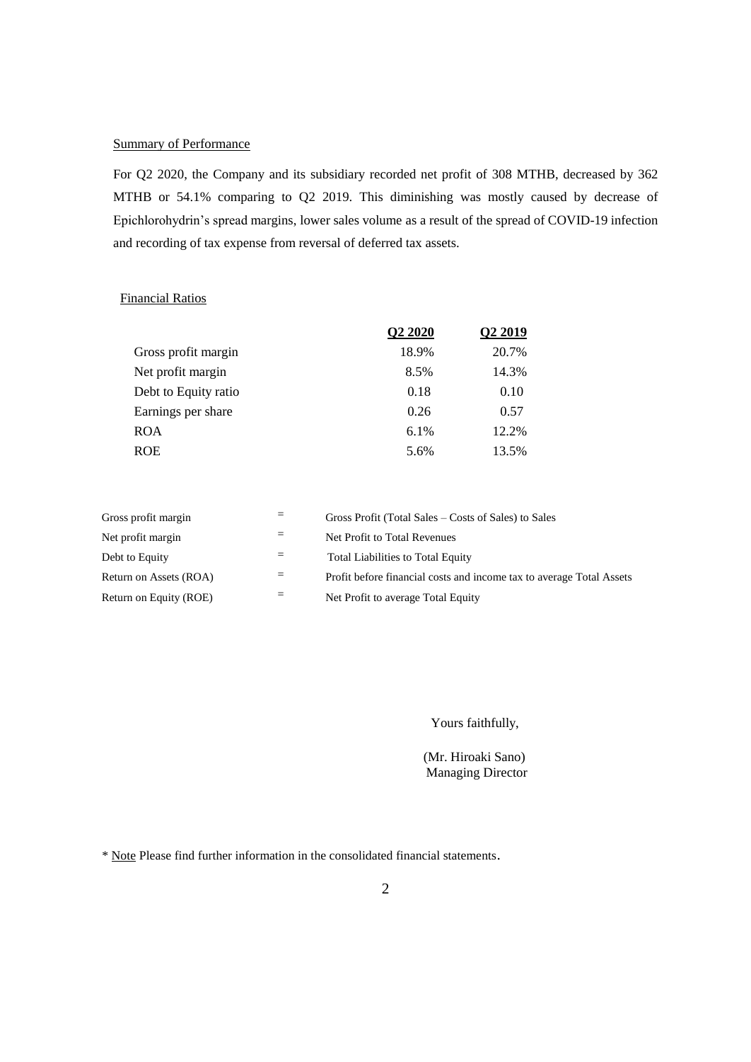## Summary of Performance

For Q2 2020, the Company and its subsidiary recorded net profit of 308 MTHB, decreased by 362 MTHB or 54.1% comparing to Q2 2019. This diminishing was mostly caused by decrease of Epichlorohydrin's spread margins, lower sales volume as a result of the spread of COVID-19 infection and recording of tax expense from reversal of deferred tax assets.

## Financial Ratios

| | **Q2 2020** | **Q2 2019** |
|---|---|---|
| Gross profit margin | 18.9% | 20.7% |
| Net profit margin | 8.5% | 14.3% |
| Debt to Equity ratio | 0.18 | 0.10 |
| Earnings per share | 0.26 | 0.57 |
| ROA | 6.1% | 12.2% |
| ROE | 5.6% | 13.5% |

| | | |
|---|---|---|
| Gross profit margin | = | Gross Profit (Total Sales – Costs of Sales) to Sales |
| Net profit margin | = | Net Profit to Total Revenues |
| Debt to Equity | = | Total Liabilities to Total Equity |
| Return on Assets (ROA) | = | Profit before financial costs and income tax to average Total Assets |
| Return on Equity (ROE) | = | Net Profit to average Total Equity |

Yours faithfully,

(Mr. Hiroaki Sano)
Managing Director

* Note Please find further information in the consolidated financial statements.